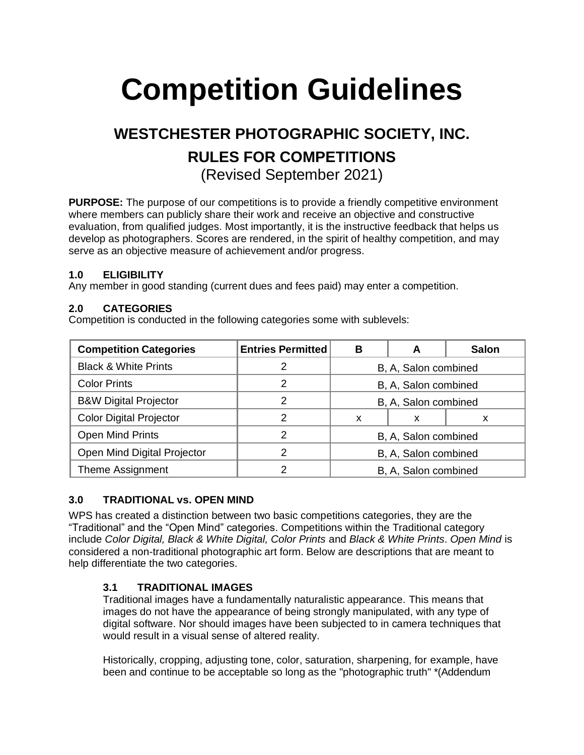# Competition Guidelines

## WESTCHESTER PHOTOGRAPHIC SOCIETY, INC.

## RULES FOR COMPETITIONS

(Revised September 2021)

**PURPOSE:** The purpose of our competitions is to provide a friendly competitive environment where members can publicly share their work and receive an objective and constructive evaluation, from qualified judges. Most importantly, it is the instructive feedback that helps us develop as photographers. Scores are rendered, in the spirit of healthy competition, and may serve as an objective measure of achievement and/or progress.

### 1.0 ELIGIBILITY

Any member in good standing (current dues and fees paid) may enter a competition.

### 2.0 CATEGORIES

Competition is conducted in the following categories some with sublevels:

| Competition Categories | Entries Permitted | B | A | Salon |
|---|---|---|---|---|
| Black & White Prints | 2 | B, A, Salon combined | | |
| Color Prints | 2 | B, A, Salon combined | | |
| B&W Digital Projector | 2 | B, A, Salon combined | | |
| Color Digital Projector | 2 | x | x | x |
| Open Mind Prints | 2 | B, A, Salon combined | | |
| Open Mind Digital Projector | 2 | B, A, Salon combined | | |
| Theme Assignment | 2 | B, A, Salon combined | | |

### 3.0 TRADITIONAL vs. OPEN MIND

WPS has created a distinction between two basic competitions categories, they are the "Traditional" and the "Open Mind" categories. Competitions within the Traditional category include *Color Digital, Black & White Digital, Color Prints* and *Black & White Prints*. *Open Mind* is considered a non-traditional photographic art form. Below are descriptions that are meant to help differentiate the two categories.

#### 3.1 TRADITIONAL IMAGES

Traditional images have a fundamentally naturalistic appearance. This means that images do not have the appearance of being strongly manipulated, with any type of digital software. Nor should images have been subjected to in camera techniques that would result in a visual sense of altered reality.

Historically, cropping, adjusting tone, color, saturation, sharpening, for example, have been and continue to be acceptable so long as the "photographic truth" *(Addendum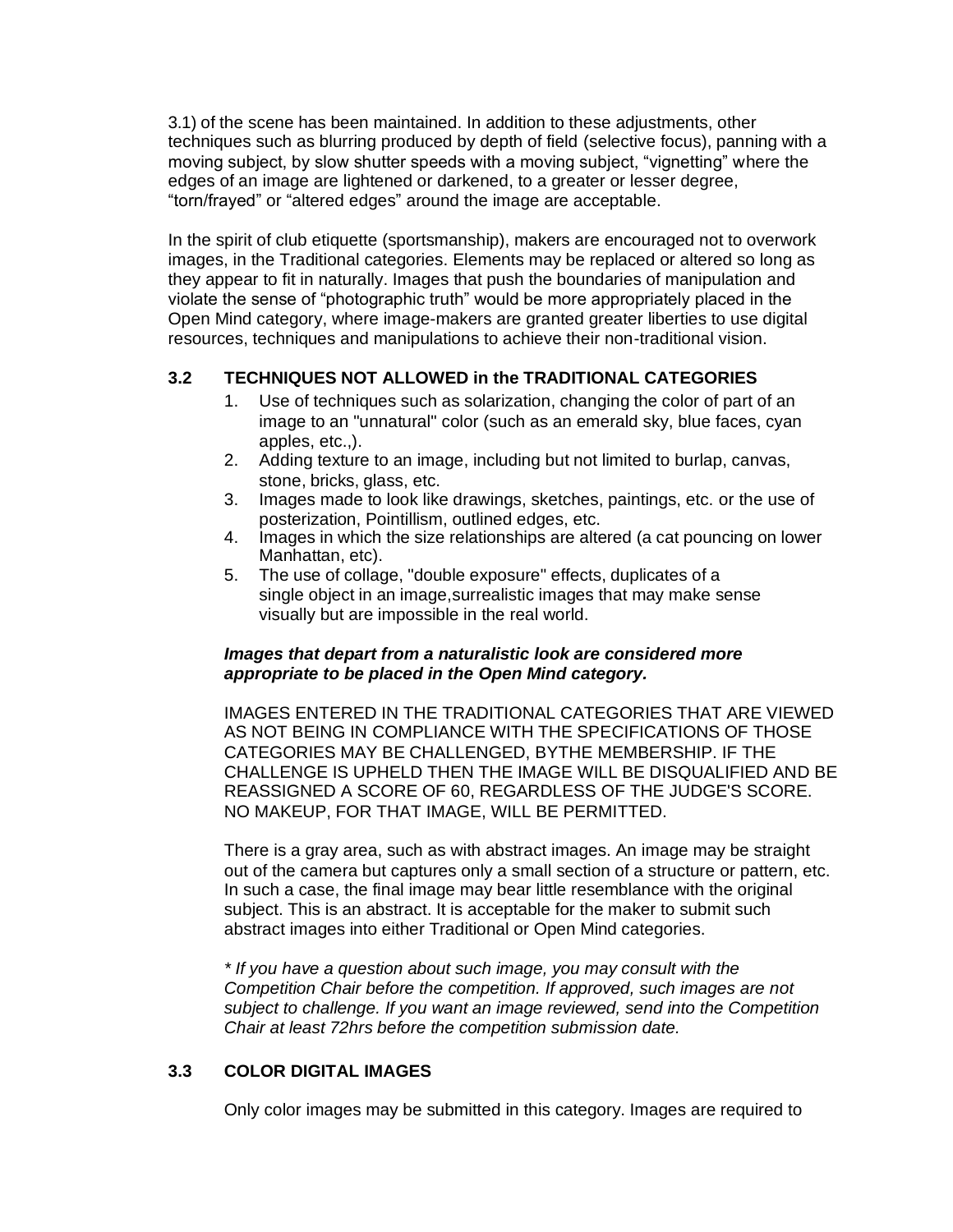3.1) of the scene has been maintained. In addition to these adjustments, other techniques such as blurring produced by depth of field (selective focus), panning with a moving subject, by slow shutter speeds with a moving subject, “vignetting” where the edges of an image are lightened or darkened, to a greater or lesser degree, “torn/frayed” or “altered edges” around the image are acceptable.

In the spirit of club etiquette (sportsmanship), makers are encouraged not to overwork images, in the Traditional categories. Elements may be replaced or altered so long as they appear to fit in naturally. Images that push the boundaries of manipulation and violate the sense of “photographic truth” would be more appropriately placed in the Open Mind category, where image-makers are granted greater liberties to use digital resources, techniques and manipulations to achieve their non-traditional vision.

### 3.2 TECHNIQUES NOT ALLOWED in the TRADITIONAL CATEGORIES

1. Use of techniques such as solarization, changing the color of part of an image to an "unnatural" color (such as an emerald sky, blue faces, cyan apples, etc.,).
2. Adding texture to an image, including but not limited to burlap, canvas, stone, bricks, glass, etc.
3. Images made to look like drawings, sketches, paintings, etc. or the use of posterization, Pointillism, outlined edges, etc.
4. Images in which the size relationships are altered (a cat pouncing on lower Manhattan, etc).
5. The use of collage, "double exposure" effects, duplicates of a single object in an image,surrealistic images that may make sense visually but are impossible in the real world.

***Images that depart from a naturalistic look are considered more appropriate to be placed in the Open Mind category.***

IMAGES ENTERED IN THE TRADITIONAL CATEGORIES THAT ARE VIEWED AS NOT BEING IN COMPLIANCE WITH THE SPECIFICATIONS OF THOSE CATEGORIES MAY BE CHALLENGED, BYTHE MEMBERSHIP. IF THE CHALLENGE IS UPHELD THEN THE IMAGE WILL BE DISQUALIFIED AND BE REASSIGNED A SCORE OF 60, REGARDLESS OF THE JUDGE'S SCORE. NO MAKEUP, FOR THAT IMAGE, WILL BE PERMITTED.

There is a gray area, such as with abstract images. An image may be straight out of the camera but captures only a small section of a structure or pattern, etc. In such a case, the final image may bear little resemblance with the original subject. This is an abstract. It is acceptable for the maker to submit such abstract images into either Traditional or Open Mind categories.

*\* If you have a question about such image, you may consult with the Competition Chair before the competition. If approved, such images are not subject to challenge. If you want an image reviewed, send into the Competition Chair at least 72hrs before the competition submission date.*

### 3.3 COLOR DIGITAL IMAGES

Only color images may be submitted in this category. Images are required to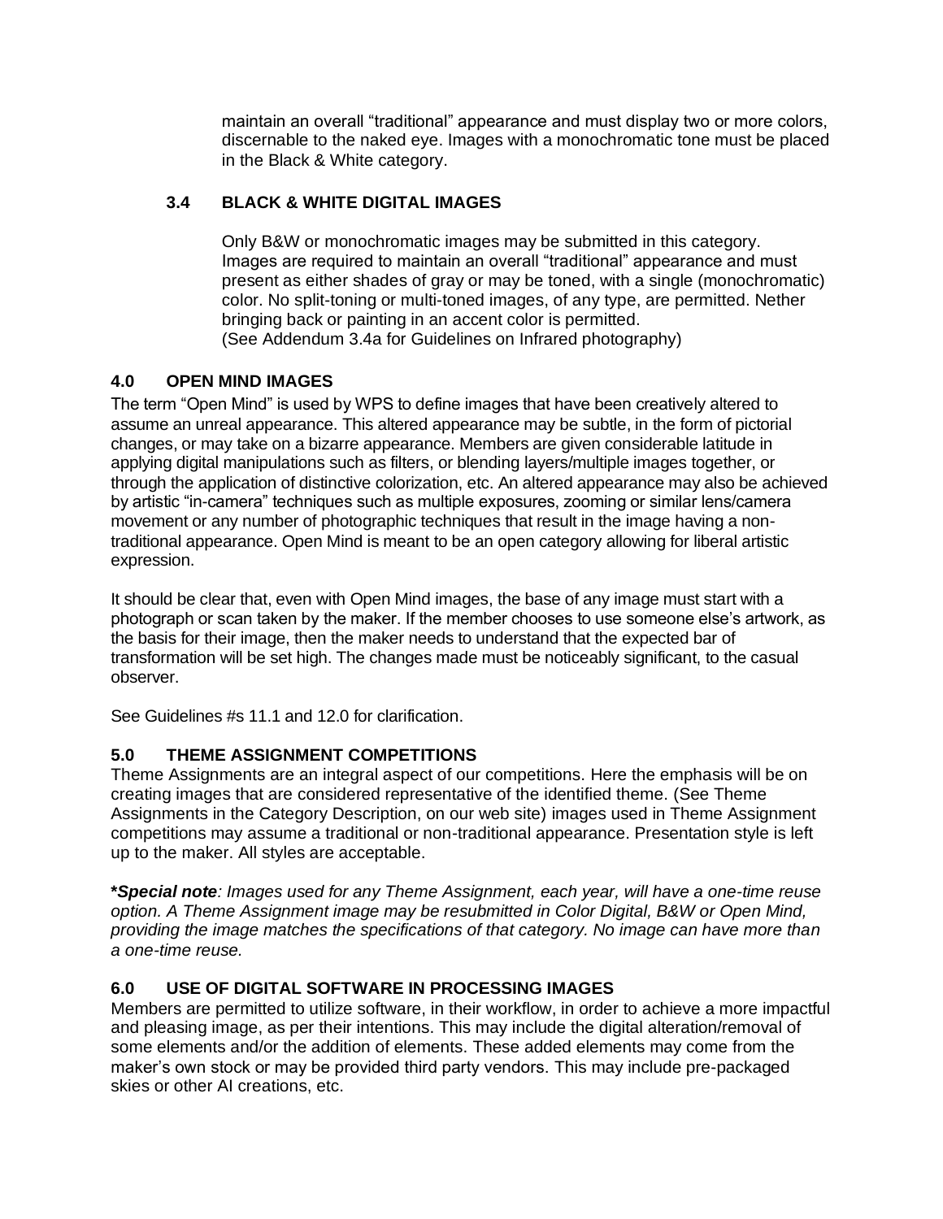maintain an overall "traditional" appearance and must display two or more colors, discernable to the naked eye. Images with a monochromatic tone must be placed in the Black & White category.

### 3.4 BLACK & WHITE DIGITAL IMAGES

Only B&W or monochromatic images may be submitted in this category. Images are required to maintain an overall "traditional" appearance and must present as either shades of gray or may be toned, with a single (monochromatic) color. No split-toning or multi-toned images, of any type, are permitted. Nether bringing back or painting in an accent color is permitted.
(See Addendum 3.4a for Guidelines on Infrared photography)

## 4.0 OPEN MIND IMAGES

The term "Open Mind" is used by WPS to define images that have been creatively altered to assume an unreal appearance. This altered appearance may be subtle, in the form of pictorial changes, or may take on a bizarre appearance. Members are given considerable latitude in applying digital manipulations such as filters, or blending layers/multiple images together, or through the application of distinctive colorization, etc. An altered appearance may also be achieved by artistic "in-camera" techniques such as multiple exposures, zooming or similar lens/camera movement or any number of photographic techniques that result in the image having a non-traditional appearance. Open Mind is meant to be an open category allowing for liberal artistic expression.

It should be clear that, even with Open Mind images, the base of any image must start with a photograph or scan taken by the maker. If the member chooses to use someone else's artwork, as the basis for their image, then the maker needs to understand that the expected bar of transformation will be set high. The changes made must be noticeably significant, to the casual observer.

See Guidelines #s 11.1 and 12.0 for clarification.

## 5.0 THEME ASSIGNMENT COMPETITIONS

Theme Assignments are an integral aspect of our competitions. Here the emphasis will be on creating images that are considered representative of the identified theme. (See Theme Assignments in the Category Description, on our web site) images used in Theme Assignment competitions may assume a traditional or non-traditional appearance. Presentation style is left up to the maker. All styles are acceptable.

***Special note**: Images used for any Theme Assignment, each year, will have a one-time reuse option. A Theme Assignment image may be resubmitted in Color Digital, B&W or Open Mind, providing the image matches the specifications of that category. No image can have more than a one-time reuse.*

## 6.0 USE OF DIGITAL SOFTWARE IN PROCESSING IMAGES

Members are permitted to utilize software, in their workflow, in order to achieve a more impactful and pleasing image, as per their intentions. This may include the digital alteration/removal of some elements and/or the addition of elements. These added elements may come from the maker's own stock or may be provided third party vendors. This may include pre-packaged skies or other AI creations, etc.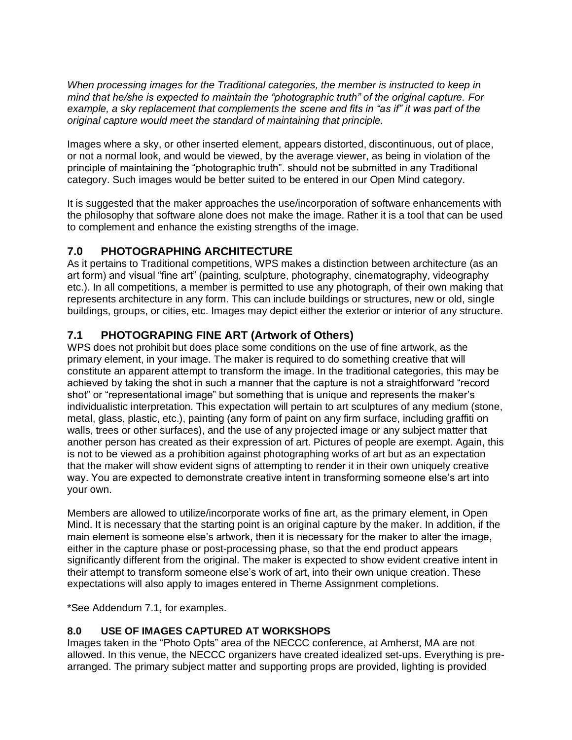*When processing images for the Traditional categories, the member is instructed to keep in mind that he/she is expected to maintain the "photographic truth" of the original capture. For example, a sky replacement that complements the scene and fits in "as if" it was part of the original capture would meet the standard of maintaining that principle.*

Images where a sky, or other inserted element, appears distorted, discontinuous, out of place, or not a normal look, and would be viewed, by the average viewer, as being in violation of the principle of maintaining the "photographic truth". should not be submitted in any Traditional category. Such images would be better suited to be entered in our Open Mind category.

It is suggested that the maker approaches the use/incorporation of software enhancements with the philosophy that software alone does not make the image. Rather it is a tool that can be used to complement and enhance the existing strengths of the image.

## 7.0 PHOTOGRAPHING ARCHITECTURE

As it pertains to Traditional competitions, WPS makes a distinction between architecture (as an art form) and visual "fine art" (painting, sculpture, photography, cinematography, videography etc.). In all competitions, a member is permitted to use any photograph, of their own making that represents architecture in any form. This can include buildings or structures, new or old, single buildings, groups, or cities, etc. Images may depict either the exterior or interior of any structure.

## 7.1 PHOTOGRAPING FINE ART (Artwork of Others)

WPS does not prohibit but does place some conditions on the use of fine artwork, as the primary element, in your image. The maker is required to do something creative that will constitute an apparent attempt to transform the image. In the traditional categories, this may be achieved by taking the shot in such a manner that the capture is not a straightforward "record shot" or "representational image" but something that is unique and represents the maker's individualistic interpretation. This expectation will pertain to art sculptures of any medium (stone, metal, glass, plastic, etc.), painting (any form of paint on any firm surface, including graffiti on walls, trees or other surfaces), and the use of any projected image or any subject matter that another person has created as their expression of art. Pictures of people are exempt. Again, this is not to be viewed as a prohibition against photographing works of art but as an expectation that the maker will show evident signs of attempting to render it in their own uniquely creative way. You are expected to demonstrate creative intent in transforming someone else's art into your own.

Members are allowed to utilize/incorporate works of fine art, as the primary element, in Open Mind. It is necessary that the starting point is an original capture by the maker. In addition, if the main element is someone else's artwork, then it is necessary for the maker to alter the image, either in the capture phase or post-processing phase, so that the end product appears significantly different from the original. The maker is expected to show evident creative intent in their attempt to transform someone else's work of art, into their own unique creation. These expectations will also apply to images entered in Theme Assignment completions.

*See Addendum 7.1, for examples.

## 8.0 USE OF IMAGES CAPTURED AT WORKSHOPS

Images taken in the "Photo Opts" area of the NECCC conference, at Amherst, MA are not allowed. In this venue, the NECCC organizers have created idealized set-ups. Everything is pre-arranged. The primary subject matter and supporting props are provided, lighting is provided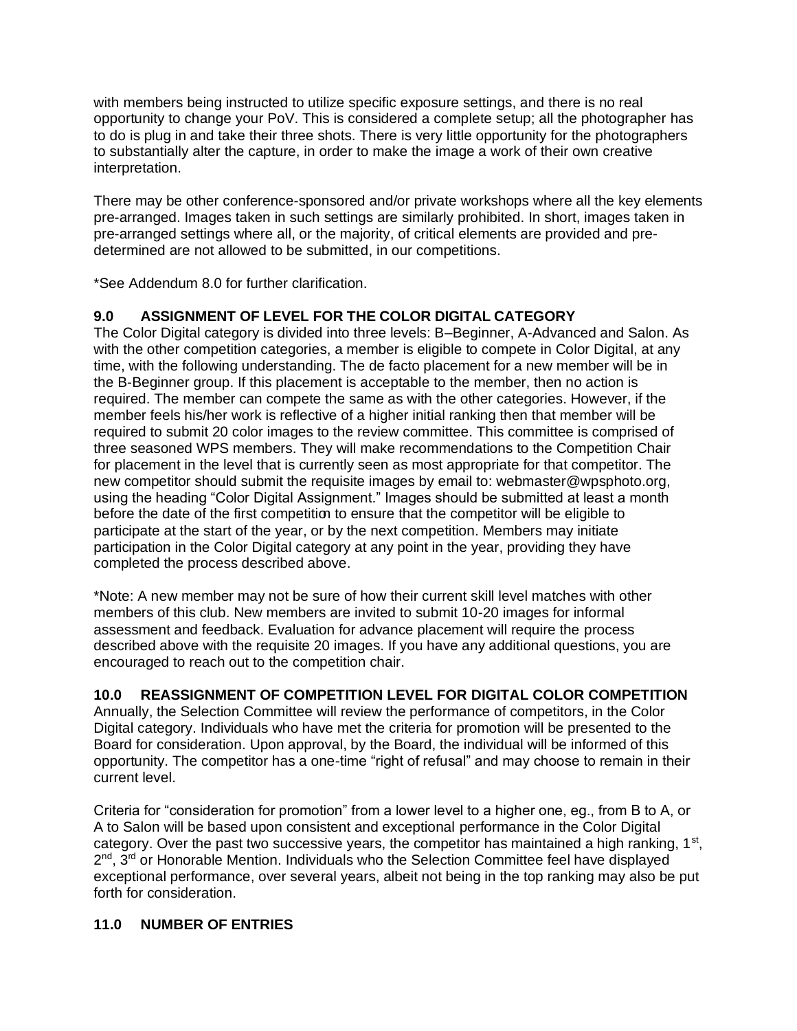with members being instructed to utilize specific exposure settings, and there is no real opportunity to change your PoV. This is considered a complete setup; all the photographer has to do is plug in and take their three shots. There is very little opportunity for the photographers to substantially alter the capture, in order to make the image a work of their own creative interpretation.

There may be other conference-sponsored and/or private workshops where all the key elements pre-arranged. Images taken in such settings are similarly prohibited. In short, images taken in pre-arranged settings where all, or the majority, of critical elements are provided and pre-determined are not allowed to be submitted, in our competitions.

*See Addendum 8.0 for further clarification.

## 9.0 ASSIGNMENT OF LEVEL FOR THE COLOR DIGITAL CATEGORY

The Color Digital category is divided into three levels: B–Beginner, A-Advanced and Salon. As with the other competition categories, a member is eligible to compete in Color Digital, at any time, with the following understanding. The de facto placement for a new member will be in the B-Beginner group. If this placement is acceptable to the member, then no action is required. The member can compete the same as with the other categories. However, if the member feels his/her work is reflective of a higher initial ranking then that member will be required to submit 20 color images to the review committee. This committee is comprised of three seasoned WPS members. They will make recommendations to the Competition Chair for placement in the level that is currently seen as most appropriate for that competitor. The new competitor should submit the requisite images by email to: webmaster@wpsphoto.org, using the heading "Color Digital Assignment." Images should be submitted at least a month before the date of the first competition to ensure that the competitor will be eligible to participate at the start of the year, or by the next competition. Members may initiate participation in the Color Digital category at any point in the year, providing they have completed the process described above.

*Note: A new member may not be sure of how their current skill level matches with other members of this club. New members are invited to submit 10-20 images for informal assessment and feedback. Evaluation for advance placement will require the process described above with the requisite 20 images. If you have any additional questions, you are encouraged to reach out to the competition chair.

## 10.0 REASSIGNMENT OF COMPETITION LEVEL FOR DIGITAL COLOR COMPETITION

Annually, the Selection Committee will review the performance of competitors, in the Color Digital category. Individuals who have met the criteria for promotion will be presented to the Board for consideration. Upon approval, by the Board, the individual will be informed of this opportunity. The competitor has a one-time "right of refusal" and may choose to remain in their current level.

Criteria for "consideration for promotion" from a lower level to a higher one, eg., from B to A, or A to Salon will be based upon consistent and exceptional performance in the Color Digital category. Over the past two successive years, the competitor has maintained a high ranking, 1st, 2nd, 3rd or Honorable Mention. Individuals who the Selection Committee feel have displayed exceptional performance, over several years, albeit not being in the top ranking may also be put forth for consideration.

## 11.0 NUMBER OF ENTRIES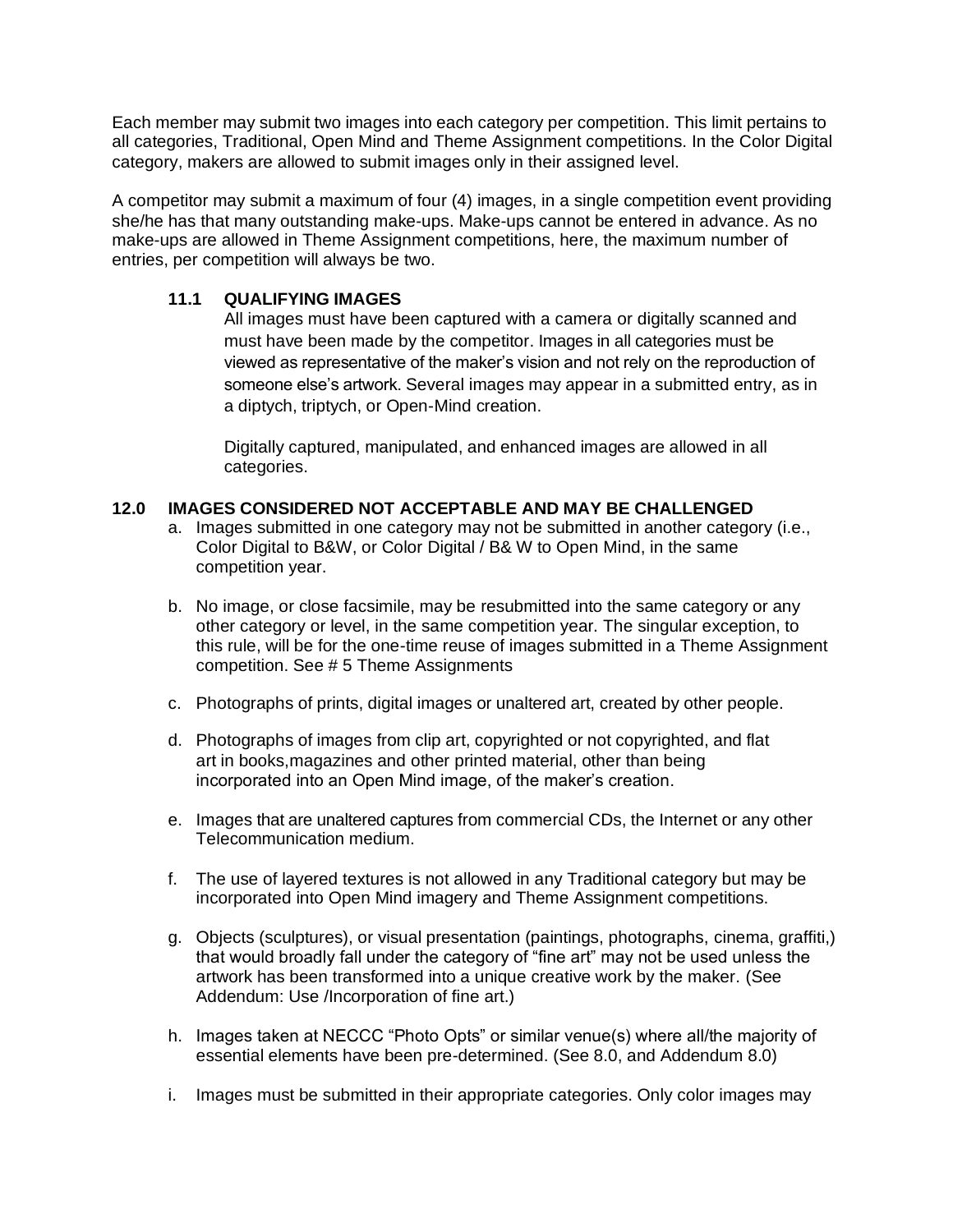Each member may submit two images into each category per competition. This limit pertains to all categories, Traditional, Open Mind and Theme Assignment competitions. In the Color Digital category, makers are allowed to submit images only in their assigned level.

A competitor may submit a maximum of four (4) images, in a single competition event providing she/he has that many outstanding make-ups. Make-ups cannot be entered in advance. As no make-ups are allowed in Theme Assignment competitions, here, the maximum number of entries, per competition will always be two.

### 11.1 QUALIFYING IMAGES

All images must have been captured with a camera or digitally scanned and must have been made by the competitor. Images in all categories must be viewed as representative of the maker's vision and not rely on the reproduction of someone else's artwork. Several images may appear in a submitted entry, as in a diptych, triptych, or Open-Mind creation.

Digitally captured, manipulated, and enhanced images are allowed in all categories.

## 12.0 IMAGES CONSIDERED NOT ACCEPTABLE AND MAY BE CHALLENGED

a. Images submitted in one category may not be submitted in another category (i.e., Color Digital to B&W, or Color Digital / B& W to Open Mind, in the same competition year.

b. No image, or close facsimile, may be resubmitted into the same category or any other category or level, in the same competition year. The singular exception, to this rule, will be for the one-time reuse of images submitted in a Theme Assignment competition. See # 5 Theme Assignments

c. Photographs of prints, digital images or unaltered art, created by other people.

d. Photographs of images from clip art, copyrighted or not copyrighted, and flat art in books,magazines and other printed material, other than being incorporated into an Open Mind image, of the maker's creation.

e. Images that are unaltered captures from commercial CDs, the Internet or any other Telecommunication medium.

f. The use of layered textures is not allowed in any Traditional category but may be incorporated into Open Mind imagery and Theme Assignment competitions.

g. Objects (sculptures), or visual presentation (paintings, photographs, cinema, graffiti,) that would broadly fall under the category of "fine art" may not be used unless the artwork has been transformed into a unique creative work by the maker. (See Addendum: Use /Incorporation of fine art.)

h. Images taken at NECCC "Photo Opts" or similar venue(s) where all/the majority of essential elements have been pre-determined. (See 8.0, and Addendum 8.0)

i. Images must be submitted in their appropriate categories. Only color images may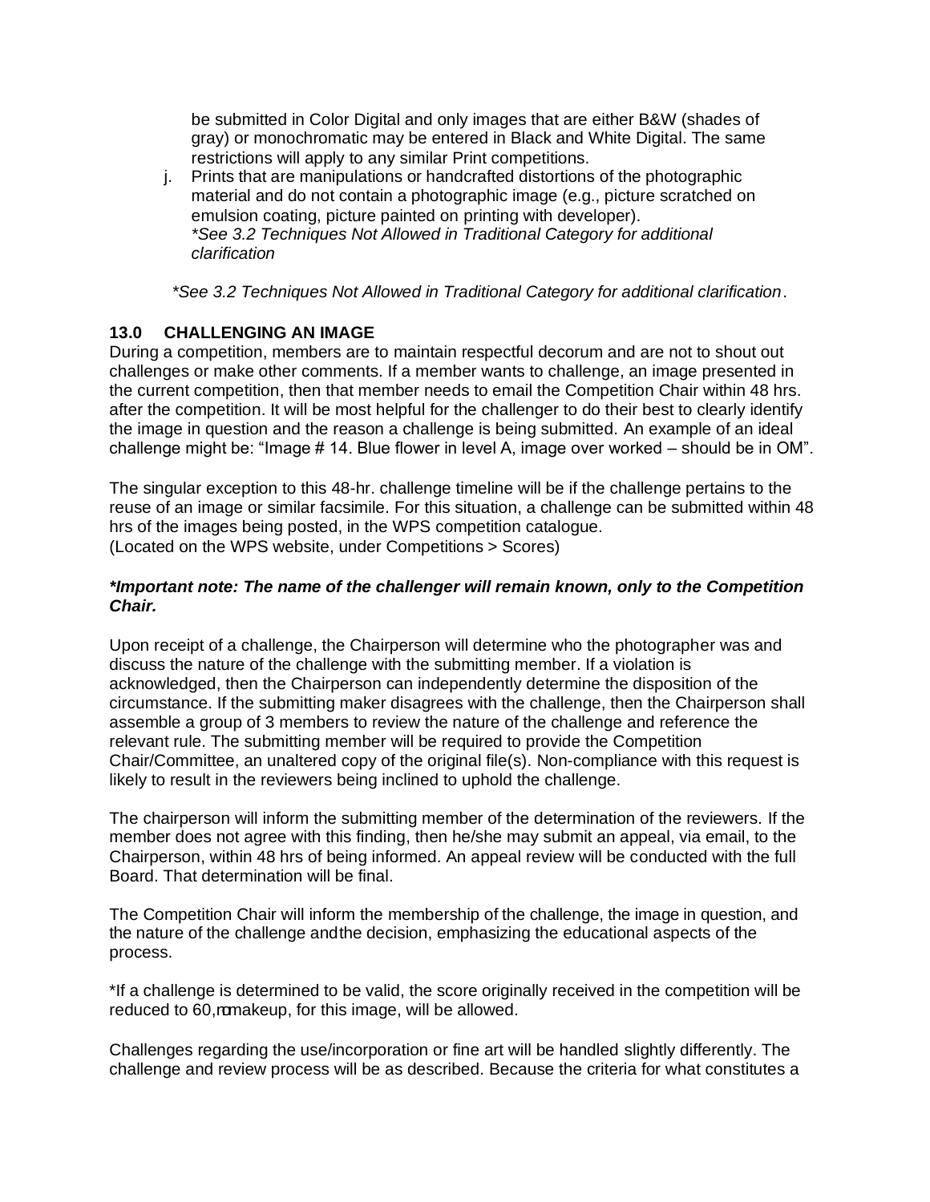be submitted in Color Digital and only images that are either B&W (shades of gray) or monochromatic may be entered in Black and White Digital. The same restrictions will apply to any similar Print competitions.

j. Prints that are manipulations or handcrafted distortions of the photographic material and do not contain a photographic image (e.g., picture scratched on emulsion coating, picture painted on printing with developer).
*\*See 3.2 Techniques Not Allowed in Traditional Category for additional clarification*

*\*See 3.2 Techniques Not Allowed in Traditional Category for additional clarification*.

### 13.0 CHALLENGING AN IMAGE

During a competition, members are to maintain respectful decorum and are not to shout out challenges or make other comments. If a member wants to challenge, an image presented in the current competition, then that member needs to email the Competition Chair within 48 hrs. after the competition. It will be most helpful for the challenger to do their best to clearly identify the image in question and the reason a challenge is being submitted. An example of an ideal challenge might be: "Image # 14. Blue flower in level A, image over worked – should be in OM".

The singular exception to this 48-hr. challenge timeline will be if the challenge pertains to the reuse of an image or similar facsimile. For this situation, a challenge can be submitted within 48 hrs of the images being posted, in the WPS competition catalogue.
(Located on the WPS website, under Competitions > Scores)

***\*Important note: The name of the challenger will remain known, only to the Competition Chair.***

Upon receipt of a challenge, the Chairperson will determine who the photographer was and discuss the nature of the challenge with the submitting member. If a violation is acknowledged, then the Chairperson can independently determine the disposition of the circumstance. If the submitting maker disagrees with the challenge, then the Chairperson shall assemble a group of 3 members to review the nature of the challenge and reference the relevant rule. The submitting member will be required to provide the Competition Chair/Committee, an unaltered copy of the original file(s). Non-compliance with this request is likely to result in the reviewers being inclined to uphold the challenge.

The chairperson will inform the submitting member of the determination of the reviewers. If the member does not agree with this finding, then he/she may submit an appeal, via email, to the Chairperson, within 48 hrs of being informed. An appeal review will be conducted with the full Board. That determination will be final.

The Competition Chair will inform the membership of the challenge, the image in question, and the nature of the challenge andthe decision, emphasizing the educational aspects of the process.

\*If a challenge is determined to be valid, the score originally received in the competition will be reduced to 60,nomakeup, for this image, will be allowed.

Challenges regarding the use/incorporation or fine art will be handled slightly differently. The challenge and review process will be as described. Because the criteria for what constitutes a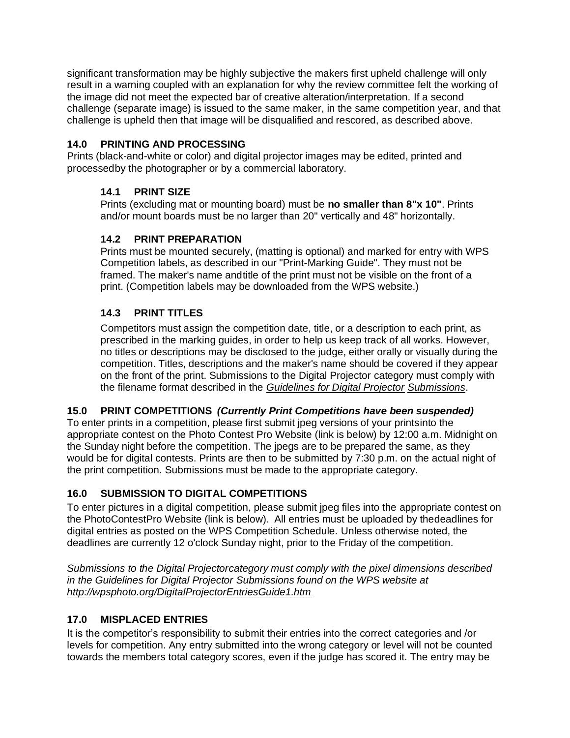significant transformation may be highly subjective the makers first upheld challenge will only result in a warning coupled with an explanation for why the review committee felt the working of the image did not meet the expected bar of creative alteration/interpretation. If a second challenge (separate image) is issued to the same maker, in the same competition year, and that challenge is upheld then that image will be disqualified and rescored, as described above.

## 14.0 PRINTING AND PROCESSING

Prints (black-and-white or color) and digital projector images may be edited, printed and processedby the photographer or by a commercial laboratory.

### 14.1 PRINT SIZE

Prints (excluding mat or mounting board) must be **no smaller than 8"x 10"**. Prints and/or mount boards must be no larger than 20" vertically and 48" horizontally.

### 14.2 PRINT PREPARATION

Prints must be mounted securely, (matting is optional) and marked for entry with WPS Competition labels, as described in our "Print-Marking Guide". They must not be framed. The maker's name andtitle of the print must not be visible on the front of a print. (Competition labels may be downloaded from the WPS website.)

### 14.3 PRINT TITLES

Competitors must assign the competition date, title, or a description to each print, as prescribed in the marking guides, in order to help us keep track of all works. However, no titles or descriptions may be disclosed to the judge, either orally or visually during the competition. Titles, descriptions and the maker's name should be covered if they appear on the front of the print. Submissions to the Digital Projector category must comply with the filename format described in the *Guidelines for Digital Projector Submissions*.

## 15.0 PRINT COMPETITIONS *(Currently Print Competitions have been suspended)*

To enter prints in a competition, please first submit jpeg versions of your printsinto the appropriate contest on the Photo Contest Pro Website (link is below) by 12:00 a.m. Midnight on the Sunday night before the competition. The jpegs are to be prepared the same, as they would be for digital contests. Prints are then to be submitted by 7:30 p.m. on the actual night of the print competition. Submissions must be made to the appropriate category.

## 16.0 SUBMISSION TO DIGITAL COMPETITIONS

To enter pictures in a digital competition, please submit jpeg files into the appropriate contest on the PhotoContestPro Website (link is below). All entries must be uploaded by thedeadlines for digital entries as posted on the WPS Competition Schedule. Unless otherwise noted, the deadlines are currently 12 o'clock Sunday night, prior to the Friday of the competition.

*Submissions to the Digital Projectorcategory must comply with the pixel dimensions described in the Guidelines for Digital Projector Submissions found on the WPS website at http://wpsphoto.org/DigitalProjectorEntriesGuide1.htm*

## 17.0 MISPLACED ENTRIES

It is the competitor's responsibility to submit their entries into the correct categories and /or levels for competition. Any entry submitted into the wrong category or level will not be counted towards the members total category scores, even if the judge has scored it. The entry may be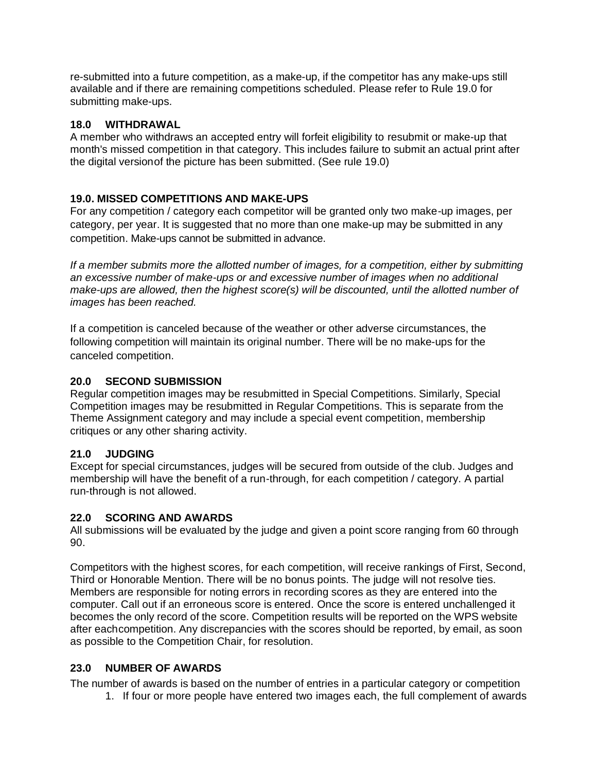re-submitted into a future competition, as a make-up, if the competitor has any make-ups still available and if there are remaining competitions scheduled. Please refer to Rule 19.0 for submitting make-ups.

### 18.0 WITHDRAWAL

A member who withdraws an accepted entry will forfeit eligibility to resubmit or make-up that month's missed competition in that category. This includes failure to submit an actual print after the digital versionof the picture has been submitted. (See rule 19.0)

### 19.0. MISSED COMPETITIONS AND MAKE-UPS

For any competition / category each competitor will be granted only two make-up images, per category, per year. It is suggested that no more than one make-up may be submitted in any competition. Make-ups cannot be submitted in advance.

*If a member submits more the allotted number of images, for a competition, either by submitting an excessive number of make-ups or and excessive number of images when no additional make-ups are allowed, then the highest score(s) will be discounted, until the allotted number of images has been reached.*

If a competition is canceled because of the weather or other adverse circumstances, the following competition will maintain its original number. There will be no make-ups for the canceled competition.

### 20.0 SECOND SUBMISSION

Regular competition images may be resubmitted in Special Competitions. Similarly, Special Competition images may be resubmitted in Regular Competitions. This is separate from the Theme Assignment category and may include a special event competition, membership critiques or any other sharing activity.

### 21.0 JUDGING

Except for special circumstances, judges will be secured from outside of the club. Judges and membership will have the benefit of a run-through, for each competition / category. A partial run-through is not allowed.

### 22.0 SCORING AND AWARDS

All submissions will be evaluated by the judge and given a point score ranging from 60 through 90.

Competitors with the highest scores, for each competition, will receive rankings of First, Second, Third or Honorable Mention. There will be no bonus points. The judge will not resolve ties. Members are responsible for noting errors in recording scores as they are entered into the computer. Call out if an erroneous score is entered. Once the score is entered unchallenged it becomes the only record of the score. Competition results will be reported on the WPS website after eachcompetition. Any discrepancies with the scores should be reported, by email, as soon as possible to the Competition Chair, for resolution.

### 23.0 NUMBER OF AWARDS

The number of awards is based on the number of entries in a particular category or competition

1. If four or more people have entered two images each, the full complement of awards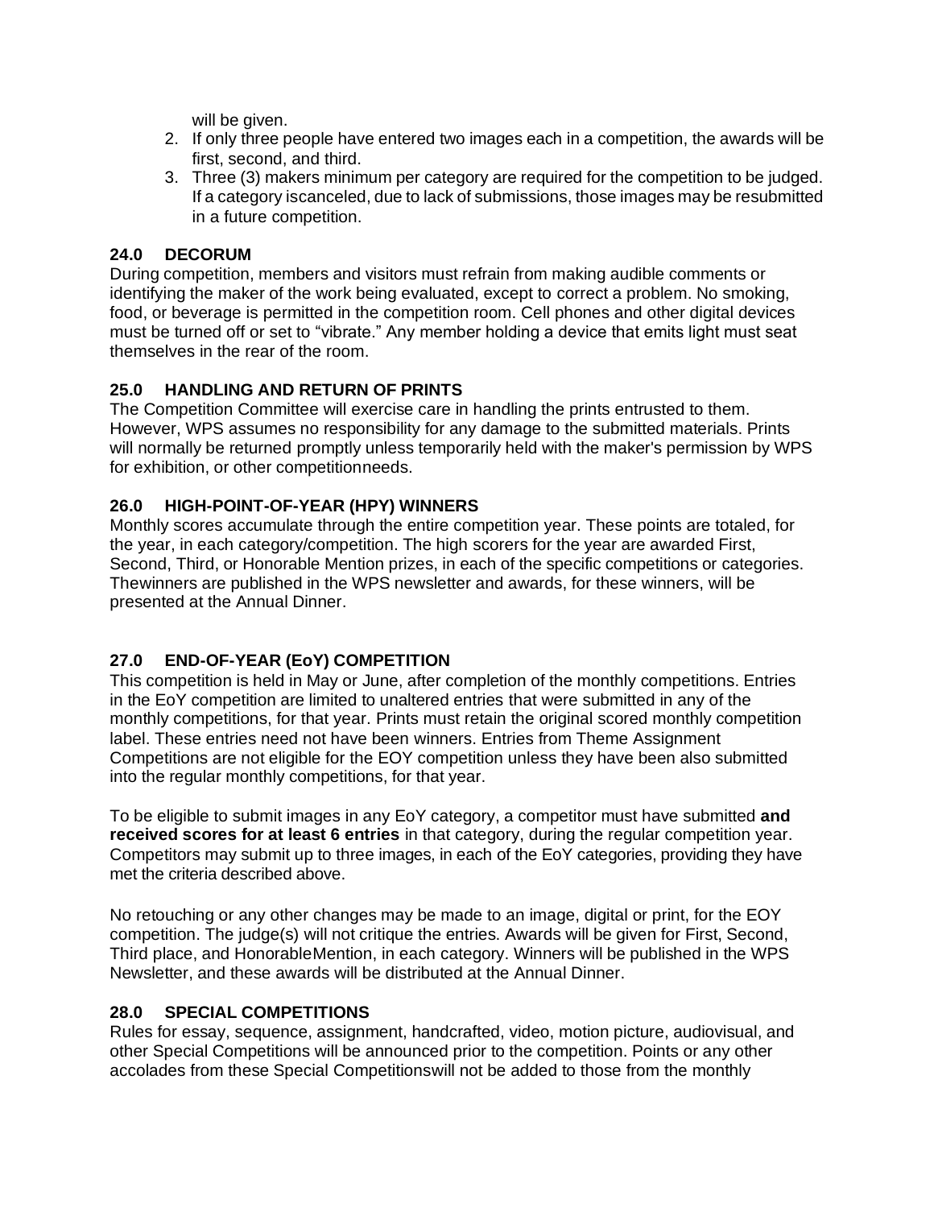will be given.

2. If only three people have entered two images each in a competition, the awards will be first, second, and third.
3. Three (3) makers minimum per category are required for the competition to be judged. If a category iscanceled, due to lack of submissions, those images may be resubmitted in a future competition.

### 24.0 DECORUM

During competition, members and visitors must refrain from making audible comments or identifying the maker of the work being evaluated, except to correct a problem. No smoking, food, or beverage is permitted in the competition room. Cell phones and other digital devices must be turned off or set to "vibrate." Any member holding a device that emits light must seat themselves in the rear of the room.

### 25.0 HANDLING AND RETURN OF PRINTS

The Competition Committee will exercise care in handling the prints entrusted to them. However, WPS assumes no responsibility for any damage to the submitted materials. Prints will normally be returned promptly unless temporarily held with the maker's permission by WPS for exhibition, or other competitionneeds.

### 26.0 HIGH-POINT-OF-YEAR (HPY) WINNERS

Monthly scores accumulate through the entire competition year. These points are totaled, for the year, in each category/competition. The high scorers for the year are awarded First, Second, Third, or Honorable Mention prizes, in each of the specific competitions or categories. Thewinners are published in the WPS newsletter and awards, for these winners, will be presented at the Annual Dinner.

### 27.0 END-OF-YEAR (EoY) COMPETITION

This competition is held in May or June, after completion of the monthly competitions. Entries in the EoY competition are limited to unaltered entries that were submitted in any of the monthly competitions, for that year. Prints must retain the original scored monthly competition label. These entries need not have been winners. Entries from Theme Assignment Competitions are not eligible for the EOY competition unless they have been also submitted into the regular monthly competitions, for that year.

To be eligible to submit images in any EoY category, a competitor must have submitted **and received scores for at least 6 entries** in that category, during the regular competition year. Competitors may submit up to three images, in each of the EoY categories, providing they have met the criteria described above.

No retouching or any other changes may be made to an image, digital or print, for the EOY competition. The judge(s) will not critique the entries. Awards will be given for First, Second, Third place, and HonorableMention, in each category. Winners will be published in the WPS Newsletter, and these awards will be distributed at the Annual Dinner.

### 28.0 SPECIAL COMPETITIONS

Rules for essay, sequence, assignment, handcrafted, video, motion picture, audiovisual, and other Special Competitions will be announced prior to the competition. Points or any other accolades from these Special Competitionswill not be added to those from the monthly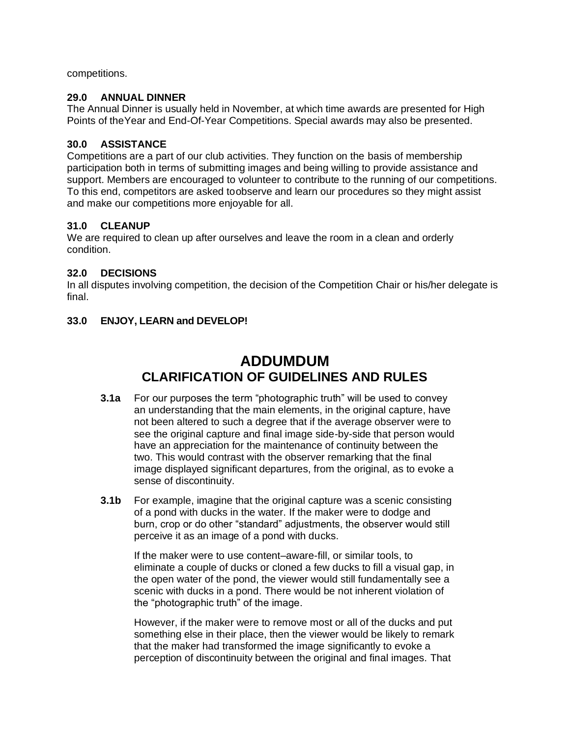competitions.

### 29.0 ANNUAL DINNER

The Annual Dinner is usually held in November, at which time awards are presented for High Points of theYear and End-Of-Year Competitions. Special awards may also be presented.

### 30.0 ASSISTANCE

Competitions are a part of our club activities. They function on the basis of membership participation both in terms of submitting images and being willing to provide assistance and support. Members are encouraged to volunteer to contribute to the running of our competitions. To this end, competitors are asked toobserve and learn our procedures so they might assist and make our competitions more enjoyable for all.

### 31.0 CLEANUP

We are required to clean up after ourselves and leave the room in a clean and orderly condition.

### 32.0 DECISIONS

In all disputes involving competition, the decision of the Competition Chair or his/her delegate is final.

### 33.0 ENJOY, LEARN and DEVELOP!

# ADDUMDUM

## CLARIFICATION OF GUIDELINES AND RULES

**3.1a** For our purposes the term "photographic truth" will be used to convey an understanding that the main elements, in the original capture, have not been altered to such a degree that if the average observer were to see the original capture and final image side-by-side that person would have an appreciation for the maintenance of continuity between the two. This would contrast with the observer remarking that the final image displayed significant departures, from the original, as to evoke a sense of discontinuity.

**3.1b** For example, imagine that the original capture was a scenic consisting of a pond with ducks in the water. If the maker were to dodge and burn, crop or do other "standard" adjustments, the observer would still perceive it as an image of a pond with ducks.

If the maker were to use content–aware-fill, or similar tools, to eliminate a couple of ducks or cloned a few ducks to fill a visual gap, in the open water of the pond, the viewer would still fundamentally see a scenic with ducks in a pond. There would be not inherent violation of the "photographic truth" of the image.

However, if the maker were to remove most or all of the ducks and put something else in their place, then the viewer would be likely to remark that the maker had transformed the image significantly to evoke a perception of discontinuity between the original and final images. That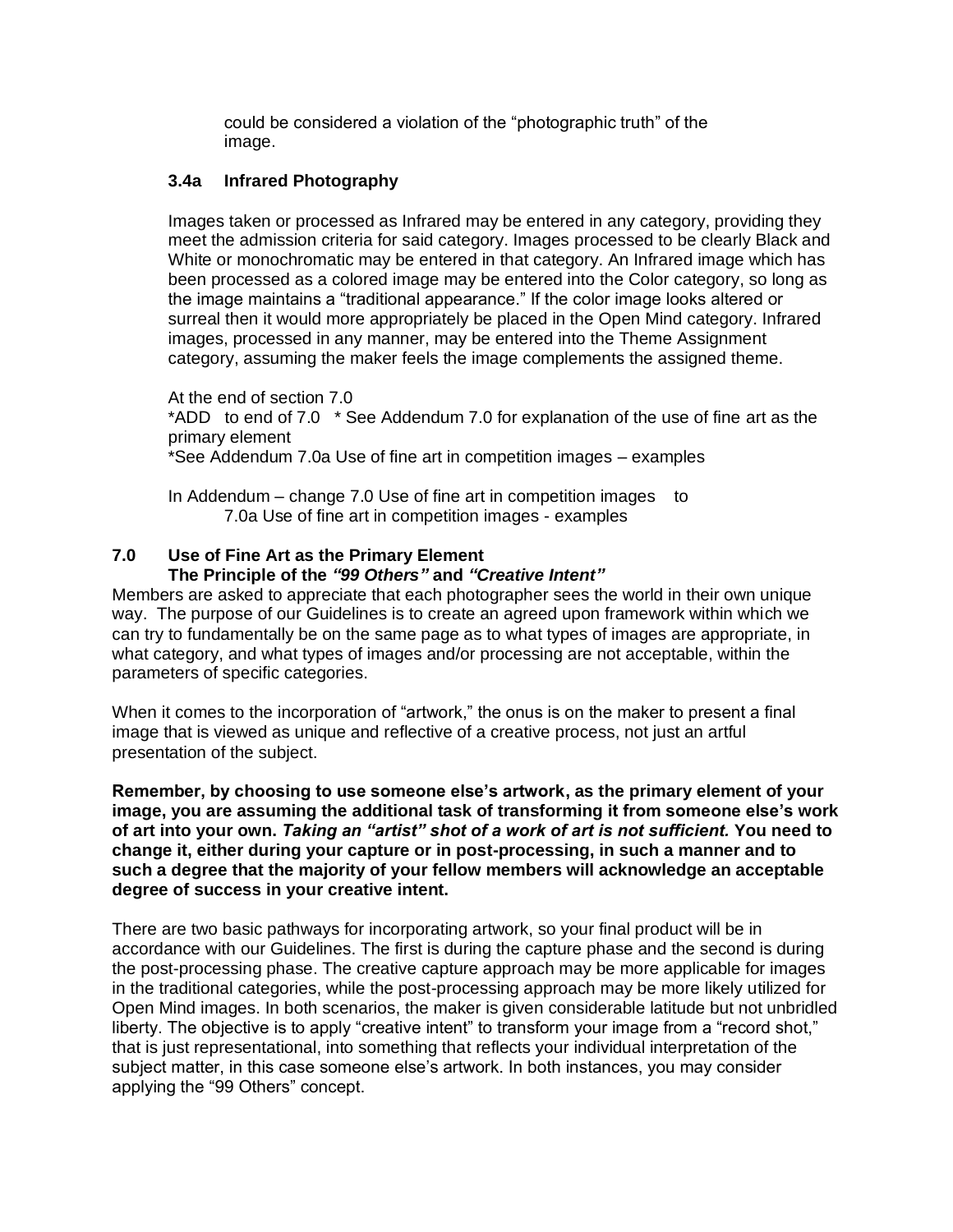could be considered a violation of the "photographic truth" of the image.

### 3.4a Infrared Photography

Images taken or processed as Infrared may be entered in any category, providing they meet the admission criteria for said category. Images processed to be clearly Black and White or monochromatic may be entered in that category. An Infrared image which has been processed as a colored image may be entered into the Color category, so long as the image maintains a "traditional appearance." If the color image looks altered or surreal then it would more appropriately be placed in the Open Mind category. Infrared images, processed in any manner, may be entered into the Theme Assignment category, assuming the maker feels the image complements the assigned theme.

At the end of section 7.0
*ADD to end of 7.0 * See Addendum 7.0 for explanation of the use of fine art as the primary element
*See Addendum 7.0a Use of fine art in competition images – examples

In Addendum – change 7.0 Use of fine art in competition images to
7.0a Use of fine art in competition images - examples

## 7.0 Use of Fine Art as the Primary Element
**The Principle of the *"99 Others"* and *"Creative Intent"***

Members are asked to appreciate that each photographer sees the world in their own unique way. The purpose of our Guidelines is to create an agreed upon framework within which we can try to fundamentally be on the same page as to what types of images are appropriate, in what category, and what types of images and/or processing are not acceptable, within the parameters of specific categories.

When it comes to the incorporation of "artwork," the onus is on the maker to present a final image that is viewed as unique and reflective of a creative process, not just an artful presentation of the subject.

**Remember, by choosing to use someone else's artwork, as the primary element of your image, you are assuming the additional task of transforming it from someone else's work of art into your own. *Taking an "artist" shot of a work of art is not sufficient.* You need to change it, either during your capture or in post-processing, in such a manner and to such a degree that the majority of your fellow members will acknowledge an acceptable degree of success in your creative intent.**

There are two basic pathways for incorporating artwork, so your final product will be in accordance with our Guidelines. The first is during the capture phase and the second is during the post-processing phase. The creative capture approach may be more applicable for images in the traditional categories, while the post-processing approach may be more likely utilized for Open Mind images. In both scenarios, the maker is given considerable latitude but not unbridled liberty. The objective is to apply "creative intent" to transform your image from a "record shot," that is just representational, into something that reflects your individual interpretation of the subject matter, in this case someone else's artwork. In both instances, you may consider applying the "99 Others" concept.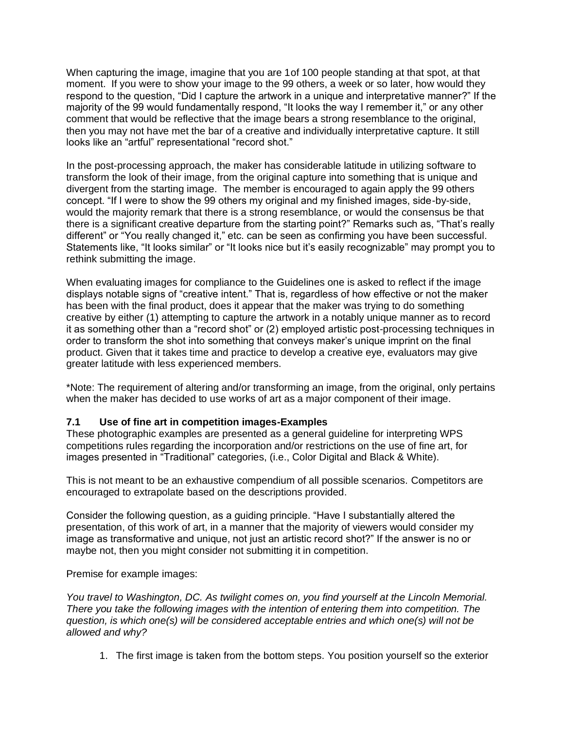When capturing the image, imagine that you are 1of 100 people standing at that spot, at that moment. If you were to show your image to the 99 others, a week or so later, how would they respond to the question, “Did I capture the artwork in a unique and interpretative manner?” If the majority of the 99 would fundamentally respond, “It looks the way I remember it,” or any other comment that would be reflective that the image bears a strong resemblance to the original, then you may not have met the bar of a creative and individually interpretative capture. It still looks like an “artful” representational “record shot.”

In the post-processing approach, the maker has considerable latitude in utilizing software to transform the look of their image, from the original capture into something that is unique and divergent from the starting image. The member is encouraged to again apply the 99 others concept. “If I were to show the 99 others my original and my finished images, side-by-side, would the majority remark that there is a strong resemblance, or would the consensus be that there is a significant creative departure from the starting point?” Remarks such as, “That’s really different” or “You really changed it,” etc. can be seen as confirming you have been successful. Statements like, “It looks similar” or “It looks nice but it’s easily recognizable” may prompt you to rethink submitting the image.

When evaluating images for compliance to the Guidelines one is asked to reflect if the image displays notable signs of “creative intent.” That is, regardless of how effective or not the maker has been with the final product, does it appear that the maker was trying to do something creative by either (1) attempting to capture the artwork in a notably unique manner as to record it as something other than a “record shot” or (2) employed artistic post-processing techniques in order to transform the shot into something that conveys maker’s unique imprint on the final product. Given that it takes time and practice to develop a creative eye, evaluators may give greater latitude with less experienced members.

*Note: The requirement of altering and/or transforming an image, from the original, only pertains when the maker has decided to use works of art as a major component of their image.

### 7.1 Use of fine art in competition images-Examples

These photographic examples are presented as a general guideline for interpreting WPS competitions rules regarding the incorporation and/or restrictions on the use of fine art, for images presented in “Traditional” categories, (i.e., Color Digital and Black & White).

This is not meant to be an exhaustive compendium of all possible scenarios. Competitors are encouraged to extrapolate based on the descriptions provided.

Consider the following question, as a guiding principle. “Have I substantially altered the presentation, of this work of art, in a manner that the majority of viewers would consider my image as transformative and unique, not just an artistic record shot?” If the answer is no or maybe not, then you might consider not submitting it in competition.

Premise for example images:

*You travel to Washington, DC. As twilight comes on, you find yourself at the Lincoln Memorial. There you take the following images with the intention of entering them into competition. The question, is which one(s) will be considered acceptable entries and which one(s) will not be allowed and why?*

1. The first image is taken from the bottom steps. You position yourself so the exterior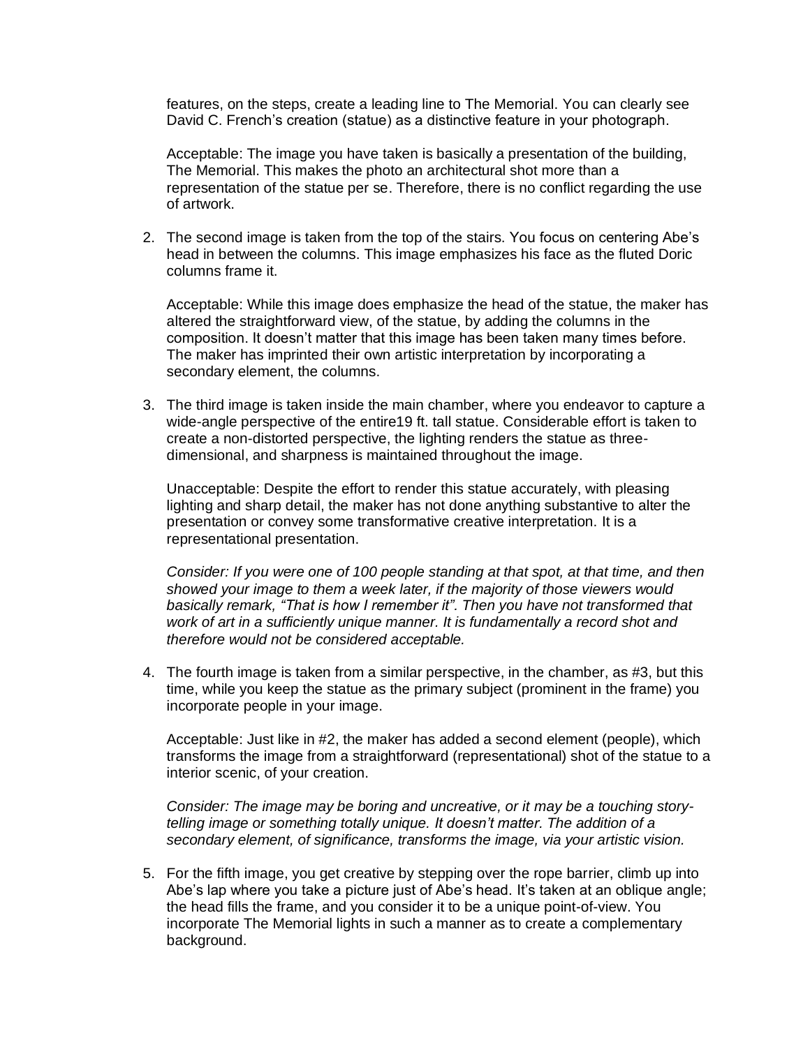features, on the steps, create a leading line to The Memorial. You can clearly see David C. French's creation (statue) as a distinctive feature in your photograph.

Acceptable: The image you have taken is basically a presentation of the building, The Memorial. This makes the photo an architectural shot more than a representation of the statue per se. Therefore, there is no conflict regarding the use of artwork.

2. The second image is taken from the top of the stairs. You focus on centering Abe's head in between the columns. This image emphasizes his face as the fluted Doric columns frame it.

   Acceptable: While this image does emphasize the head of the statue, the maker has altered the straightforward view, of the statue, by adding the columns in the composition. It doesn't matter that this image has been taken many times before. The maker has imprinted their own artistic interpretation by incorporating a secondary element, the columns.

3. The third image is taken inside the main chamber, where you endeavor to capture a wide-angle perspective of the entire19 ft. tall statue. Considerable effort is taken to create a non-distorted perspective, the lighting renders the statue as three-dimensional, and sharpness is maintained throughout the image.

   Unacceptable: Despite the effort to render this statue accurately, with pleasing lighting and sharp detail, the maker has not done anything substantive to alter the presentation or convey some transformative creative interpretation. It is a representational presentation.

   *Consider: If you were one of 100 people standing at that spot, at that time, and then showed your image to them a week later, if the majority of those viewers would basically remark, "That is how I remember it". Then you have not transformed that work of art in a sufficiently unique manner. It is fundamentally a record shot and therefore would not be considered acceptable.*

4. The fourth image is taken from a similar perspective, in the chamber, as #3, but this time, while you keep the statue as the primary subject (prominent in the frame) you incorporate people in your image.

   Acceptable: Just like in #2, the maker has added a second element (people), which transforms the image from a straightforward (representational) shot of the statue to a interior scenic, of your creation.

   *Consider: The image may be boring and uncreative, or it may be a touching story-telling image or something totally unique. It doesn't matter. The addition of a secondary element, of significance, transforms the image, via your artistic vision.*

5. For the fifth image, you get creative by stepping over the rope barrier, climb up into Abe's lap where you take a picture just of Abe's head. It's taken at an oblique angle; the head fills the frame, and you consider it to be a unique point-of-view. You incorporate The Memorial lights in such a manner as to create a complementary background.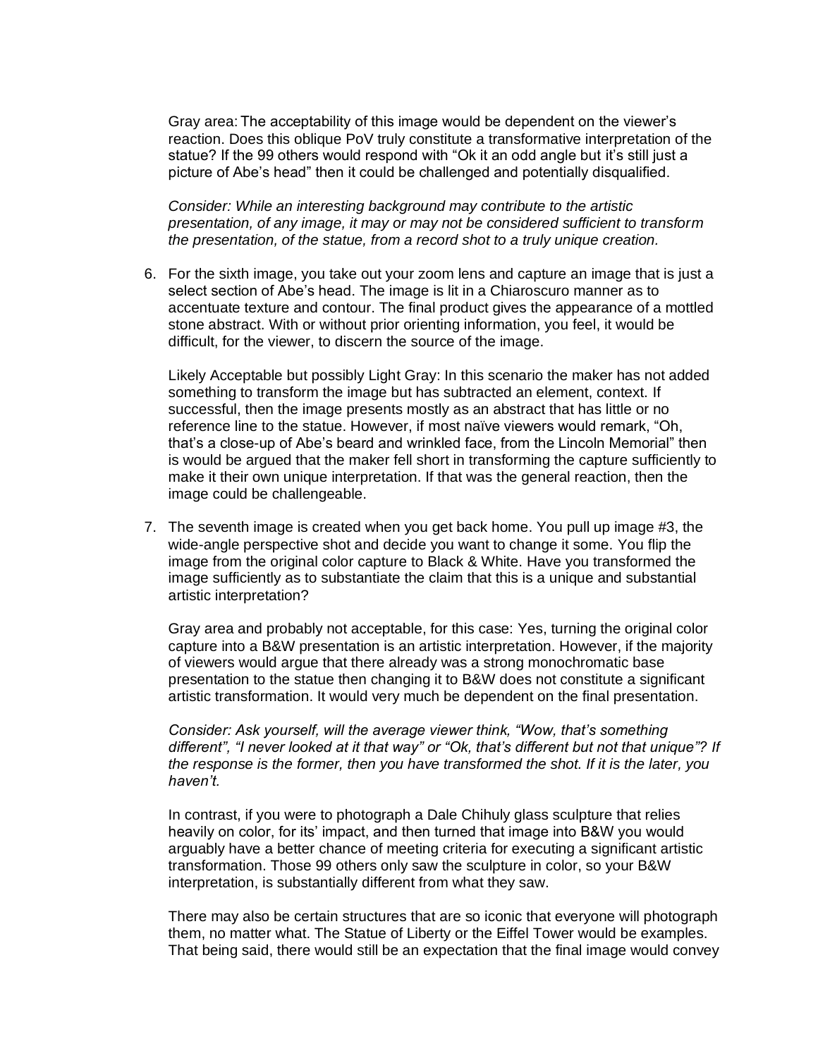Gray area: The acceptability of this image would be dependent on the viewer's reaction. Does this oblique PoV truly constitute a transformative interpretation of the statue? If the 99 others would respond with "Ok it an odd angle but it's still just a picture of Abe's head" then it could be challenged and potentially disqualified.

*Consider: While an interesting background may contribute to the artistic presentation, of any image, it may or may not be considered sufficient to transform the presentation, of the statue, from a record shot to a truly unique creation.*

6. For the sixth image, you take out your zoom lens and capture an image that is just a select section of Abe's head. The image is lit in a Chiaroscuro manner as to accentuate texture and contour. The final product gives the appearance of a mottled stone abstract. With or without prior orienting information, you feel, it would be difficult, for the viewer, to discern the source of the image.

   Likely Acceptable but possibly Light Gray: In this scenario the maker has not added something to transform the image but has subtracted an element, context. If successful, then the image presents mostly as an abstract that has little or no reference line to the statue. However, if most naïve viewers would remark, "Oh, that's a close-up of Abe's beard and wrinkled face, from the Lincoln Memorial" then is would be argued that the maker fell short in transforming the capture sufficiently to make it their own unique interpretation. If that was the general reaction, then the image could be challengeable.

7. The seventh image is created when you get back home. You pull up image #3, the wide-angle perspective shot and decide you want to change it some. You flip the image from the original color capture to Black & White. Have you transformed the image sufficiently as to substantiate the claim that this is a unique and substantial artistic interpretation?

   Gray area and probably not acceptable, for this case: Yes, turning the original color capture into a B&W presentation is an artistic interpretation. However, if the majority of viewers would argue that there already was a strong monochromatic base presentation to the statue then changing it to B&W does not constitute a significant artistic transformation. It would very much be dependent on the final presentation.

   *Consider: Ask yourself, will the average viewer think, "Wow, that's something different", "I never looked at it that way" or "Ok, that's different but not that unique"? If the response is the former, then you have transformed the shot. If it is the later, you haven't.*

   In contrast, if you were to photograph a Dale Chihuly glass sculpture that relies heavily on color, for its' impact, and then turned that image into B&W you would arguably have a better chance of meeting criteria for executing a significant artistic transformation. Those 99 others only saw the sculpture in color, so your B&W interpretation, is substantially different from what they saw.

   There may also be certain structures that are so iconic that everyone will photograph them, no matter what. The Statue of Liberty or the Eiffel Tower would be examples. That being said, there would still be an expectation that the final image would convey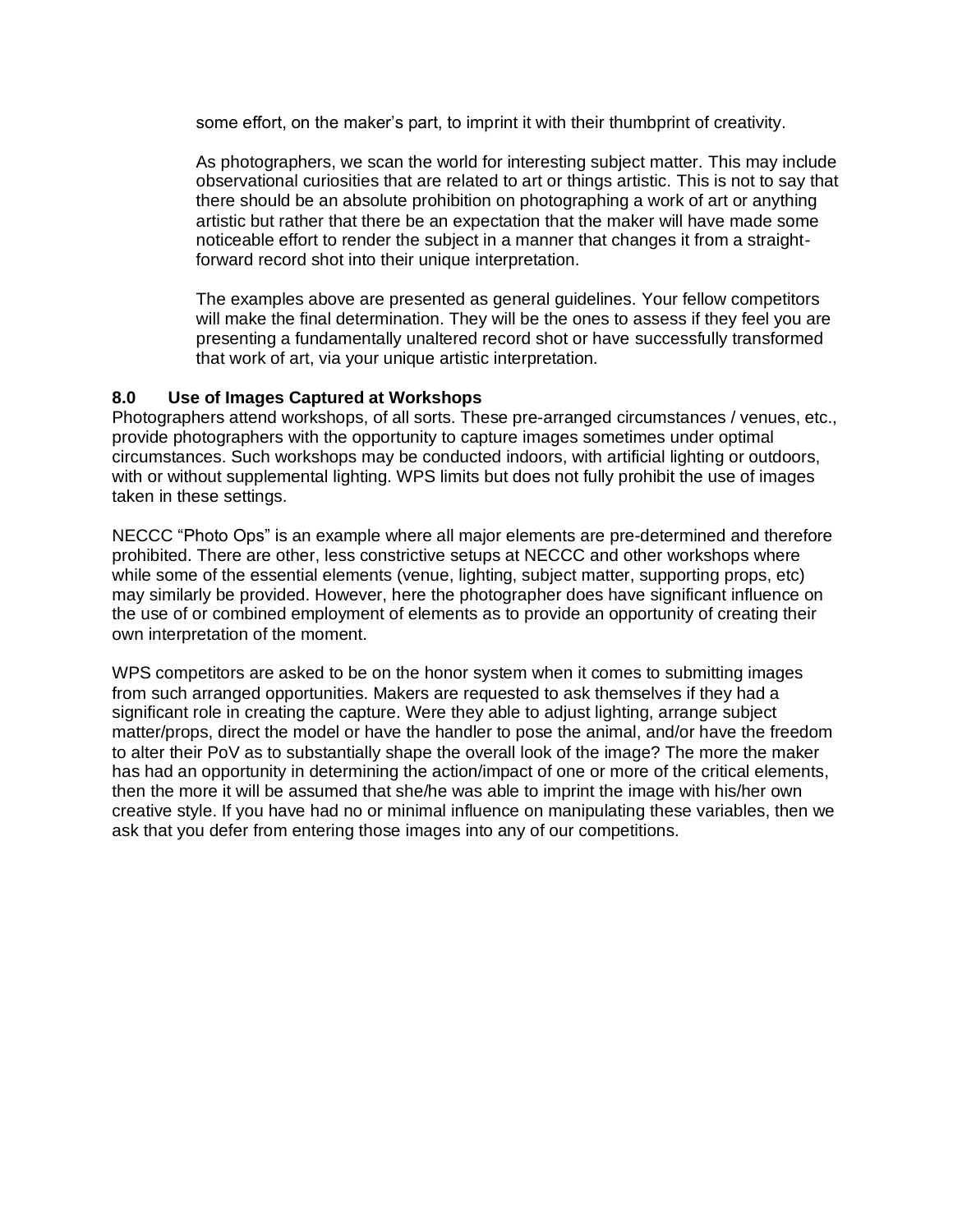some effort, on the maker's part, to imprint it with their thumbprint of creativity.

As photographers, we scan the world for interesting subject matter. This may include observational curiosities that are related to art or things artistic. This is not to say that there should be an absolute prohibition on photographing a work of art or anything artistic but rather that there be an expectation that the maker will have made some noticeable effort to render the subject in a manner that changes it from a straight-forward record shot into their unique interpretation.

The examples above are presented as general guidelines. Your fellow competitors will make the final determination. They will be the ones to assess if they feel you are presenting a fundamentally unaltered record shot or have successfully transformed that work of art, via your unique artistic interpretation.

### 8.0 Use of Images Captured at Workshops

Photographers attend workshops, of all sorts. These pre-arranged circumstances / venues, etc., provide photographers with the opportunity to capture images sometimes under optimal circumstances. Such workshops may be conducted indoors, with artificial lighting or outdoors, with or without supplemental lighting. WPS limits but does not fully prohibit the use of images taken in these settings.

NECCC "Photo Ops" is an example where all major elements are pre-determined and therefore prohibited. There are other, less constrictive setups at NECCC and other workshops where while some of the essential elements (venue, lighting, subject matter, supporting props, etc) may similarly be provided. However, here the photographer does have significant influence on the use of or combined employment of elements as to provide an opportunity of creating their own interpretation of the moment.

WPS competitors are asked to be on the honor system when it comes to submitting images from such arranged opportunities. Makers are requested to ask themselves if they had a significant role in creating the capture. Were they able to adjust lighting, arrange subject matter/props, direct the model or have the handler to pose the animal, and/or have the freedom to alter their PoV as to substantially shape the overall look of the image? The more the maker has had an opportunity in determining the action/impact of one or more of the critical elements, then the more it will be assumed that she/he was able to imprint the image with his/her own creative style. If you have had no or minimal influence on manipulating these variables, then we ask that you defer from entering those images into any of our competitions.